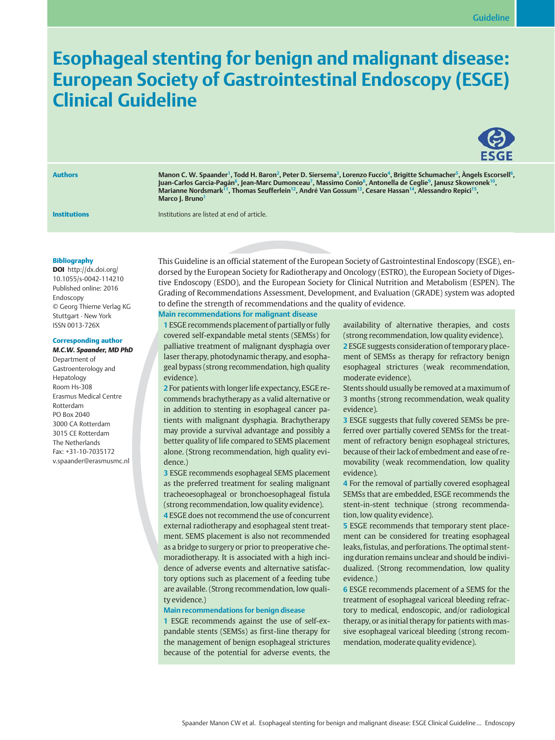Guideline

# Esophageal stenting for benign and malignant disease: European Society of Gastrointestinal Endoscopy (ESGE) Clinical Guideline

**Authors**

Manon C. W. Spaander[1], Todd H. Baron[2], Peter D. Siersema[3], Lorenzo Fuccio[4], Brigitte Schumacher[5], Àngels Escorsell[6], Juan-Carlos Garcia-Pagán[6], Jean-Marc Dumonceau[7], Massimo Conio[8], Antonella de Ceglie[9], Janusz Skowronek[10], Marianne Nordsmark[11], Thomas Seufferlein[12], André Van Gossum[13], Cesare Hassan[14], Alessandro Repici[15], Marco J. Bruno[1]

**Institutions**

Institutions are listed at end of article.

**Bibliography**

**DOI** http://dx.doi.org/10.1055/s-0042-114210
Published online: 2016
Endoscopy
© Georg Thieme Verlag KG
Stuttgart · New York
ISSN 0013-726X

**Corresponding author**

***M.C.W. Spaander, MD PhD***
Department of Gastroenterology and Hepatology
Room Hs-308
Erasmus Medical Centre Rotterdam
PO Box 2040
3000 CA Rotterdam
3015 CE Rotterdam
The Netherlands
Fax: +31-10-7035172
v.spaander@erasmusmc.nl

This Guideline is an official statement of the European Society of Gastrointestinal Endoscopy (ESGE), endorsed by the European Society for Radiotherapy and Oncology (ESTRO), the European Society of Digestive Endoscopy (ESDO), and the European Society for Clinical Nutrition and Metabolism (ESPEN). The Grading of Recommendations Assessment, Development, and Evaluation (GRADE) system was adopted to define the strength of recommendations and the quality of evidence.

**Main recommendations for malignant disease**

**1** ESGE recommends placement of partially or fully covered self-expandable metal stents (SEMSs) for palliative treatment of malignant dysphagia over laser therapy, photodynamic therapy, and esophageal bypass (strong recommendation, high quality evidence).

**2** For patients with longer life expectancy, ESGE recommends brachytherapy as a valid alternative or in addition to stenting in esophageal cancer patients with malignant dysphagia. Brachytherapy may provide a survival advantage and possibly a better quality of life compared to SEMS placement alone. (Strong recommendation, high quality evidence.)

**3** ESGE recommends esophageal SEMS placement as the preferred treatment for sealing malignant tracheoesophageal or bronchoesophageal fistula (strong recommendation, low quality evidence).

**4** ESGE does not recommend the use of concurrent external radiotherapy and esophageal stent treatment. SEMS placement is also not recommended as a bridge to surgery or prior to preoperative chemoradiotherapy. It is associated with a high incidence of adverse events and alternative satisfactory options such as placement of a feeding tube are available. (Strong recommendation, low quality evidence.)

**Main recommendations for benign disease**

**1** ESGE recommends against the use of self-expandable stents (SEMSs) as first-line therapy for the management of benign esophageal strictures because of the potential for adverse events, the availability of alternative therapies, and costs (strong recommendation, low quality evidence).

**2** ESGE suggests consideration of temporary placement of SEMSs as therapy for refractory benign esophageal strictures (weak recommendation, moderate quality evidence).

Stents should usually be removed at a maximum of 3 months (strong recommendation, weak quality evidence).

**3** ESGE suggests that fully covered SEMSs be preferred over partially covered SEMSs for the treatment of refractory benign esophageal strictures, because of their lack of embedment and ease of removability (weak recommendation, low quality evidence).

**4** For the removal of partially covered esophageal SEMSs that are embedded, ESGE recommends the stent-in-stent technique (strong recommendation, low quality evidence).

**5** ESGE recommends that temporary stent placement can be considered for treating esophageal leaks, fistulas, and perforations. The optimal stenting duration remains unclear and should be individualized. (Strong recommendation, low quality evidence.)

**6** ESGE recommends placement of a SEMS for the treatment of esophageal variceal bleeding refractory to medical, endoscopic, and/or radiological therapy, or as initial therapy for patients with massive esophageal variceal bleeding (strong recommendation, moderate quality evidence).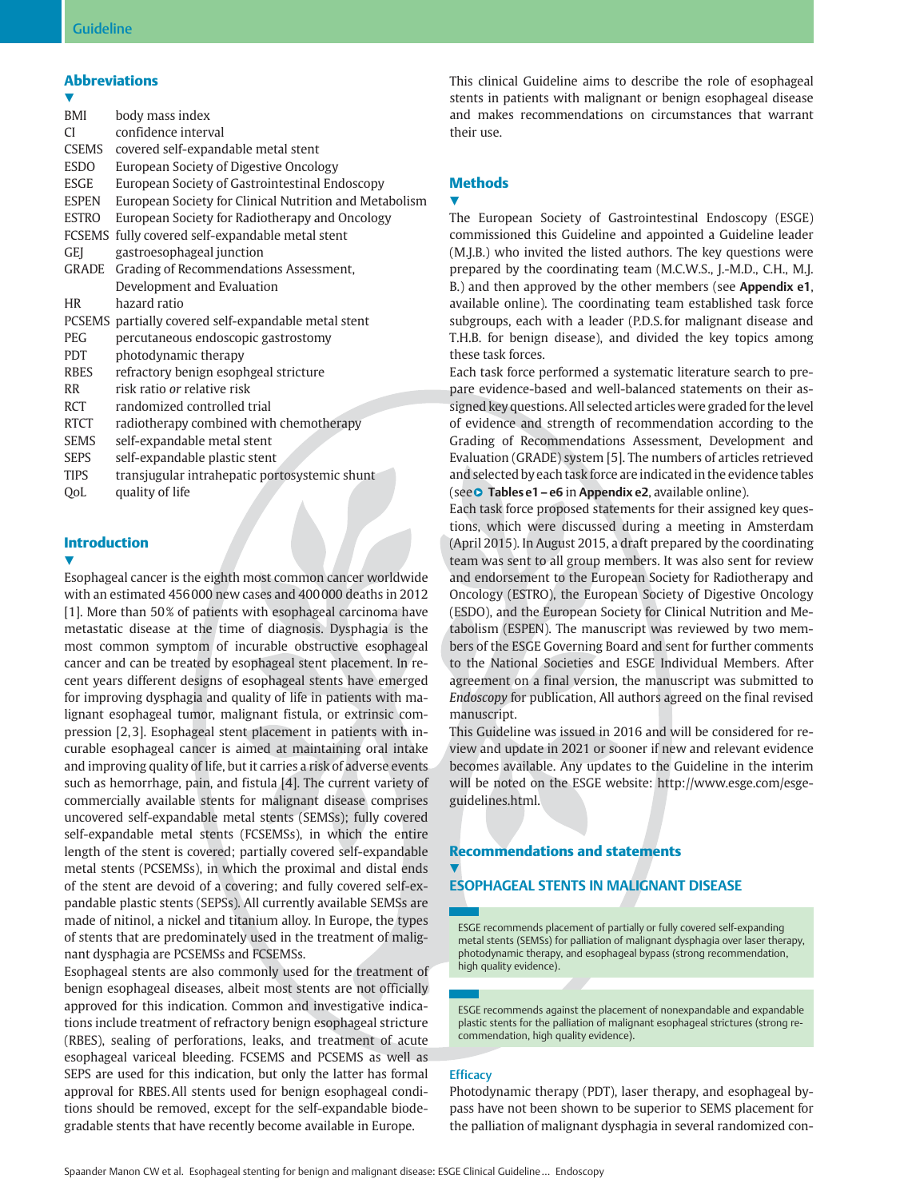## Abbreviations

| | |
|---|---|
| BMI | body mass index |
| CI | confidence interval |
| CSEMS | covered self-expandable metal stent |
| ESDO | European Society of Digestive Oncology |
| ESGE | European Society of Gastrointestinal Endoscopy |
| ESPEN | European Society for Clinical Nutrition and Metabolism |
| ESTRO | European Society for Radiotherapy and Oncology |
| FCSEMS | fully covered self-expandable metal stent |
| GEJ | gastroesophageal junction |
| GRADE | Grading of Recommendations Assessment, Development and Evaluation |
| HR | hazard ratio |
| PCSEMS | partially covered self-expandable metal stent |
| PEG | percutaneous endoscopic gastrostomy |
| PDT | photodynamic therapy |
| RBES | refractory benign esophgeal stricture |
| RR | risk ratio *or* relative risk |
| RCT | randomized controlled trial |
| RTCT | radiotherapy combined with chemotherapy |
| SEMS | self-expandable metal stent |
| SEPS | self-expandable plastic stent |
| TIPS | transjugular intrahepatic portosystemic shunt |
| QoL | quality of life |

## Introduction

Esophageal cancer is the eighth most common cancer worldwide with an estimated 456000 new cases and 400000 deaths in 2012 [1]. More than 50% of patients with esophageal carcinoma have metastatic disease at the time of diagnosis. Dysphagia is the most common symptom of incurable obstructive esophageal cancer and can be treated by esophageal stent placement. In recent years different designs of esophageal stents have emerged for improving dysphagia and quality of life in patients with malignant esophageal tumor, malignant fistula, or extrinsic compression [2,3]. Esophageal stent placement in patients with incurable esophageal cancer is aimed at maintaining oral intake and improving quality of life, but it carries a risk of adverse events such as hemorrhage, pain, and fistula [4]. The current variety of commercially available stents for malignant disease comprises uncovered self-expandable metal stents (SEMSs); fully covered self-expandable metal stents (FCSEMSs), in which the entire length of the stent is covered; partially covered self-expandable metal stents (PCSEMSs), in which the proximal and distal ends of the stent are devoid of a covering; and fully covered self-expandable plastic stents (SEPSs). All currently available SEMSs are made of nitinol, a nickel and titanium alloy. In Europe, the types of stents that are predominately used in the treatment of malignant dysphagia are PCSEMSs and FCSEMSs.

Esophageal stents are also commonly used for the treatment of benign esophageal diseases, albeit most stents are not officially approved for this indication. Common and investigative indications include treatment of refractory benign esophageal stricture (RBES), sealing of perforations, leaks, and treatment of acute esophageal variceal bleeding. FCSEMS and PCSEMS as well as SEPS are used for this indication, but only the latter has formal approval for RBES. All stents used for benign esophageal conditions should be removed, except for the self-expandable biodegradable stents that have recently become available in Europe.

This clinical Guideline aims to describe the role of esophageal stents in patients with malignant or benign esophageal disease and makes recommendations on circumstances that warrant their use.

## Methods

The European Society of Gastrointestinal Endoscopy (ESGE) commissioned this Guideline and appointed a Guideline leader (M.J.B.) who invited the listed authors. The key questions were prepared by the coordinating team (M.C.W.S., J.-M.D., C.H., M.J. B.) and then approved by the other members (see **Appendix e1**, available online). The coordinating team established task force subgroups, each with a leader (P.D.S. for malignant disease and T.H.B. for benign disease), and divided the key topics among these task forces.

Each task force performed a systematic literature search to prepare evidence-based and well-balanced statements on their assigned key questions. All selected articles were graded for the level of evidence and strength of recommendation according to the Grading of Recommendations Assessment, Development and Evaluation (GRADE) system [5]. The numbers of articles retrieved and selected by each task force are indicated in the evidence tables (see **Tables e1 – e6** in **Appendix e2**, available online).

Each task force proposed statements for their assigned key questions, which were discussed during a meeting in Amsterdam (April 2015). In August 2015, a draft prepared by the coordinating team was sent to all group members. It was also sent for review and endorsement to the European Society for Radiotherapy and Oncology (ESTRO), the European Society of Digestive Oncology (ESDO), and the European Society for Clinical Nutrition and Metabolism (ESPEN). The manuscript was reviewed by two members of the ESGE Governing Board and sent for further comments to the National Societies and ESGE Individual Members. After agreement on a final version, the manuscript was submitted to *Endoscopy* for publication, All authors agreed on the final revised manuscript.

This Guideline was issued in 2016 and will be considered for review and update in 2021 or sooner if new and relevant evidence becomes available. Any updates to the Guideline in the interim will be noted on the ESGE website: http://www.esge.com/esge-guidelines.html.

## Recommendations and statements

### ESOPHAGEAL STENTS IN MALIGNANT DISEASE

> ESGE recommends placement of partially or fully covered self-expanding metal stents (SEMSs) for palliation of malignant dysphagia over laser therapy, photodynamic therapy, and esophageal bypass (strong recommendation, high quality evidence).

> ESGE recommends against the placement of nonexpandable and expandable plastic stents for the palliation of malignant esophageal strictures (strong recommendation, high quality evidence).

#### Efficacy

Photodynamic therapy (PDT), laser therapy, and esophageal bypass have not been shown to be superior to SEMS placement for the palliation of malignant dysphagia in several randomized con-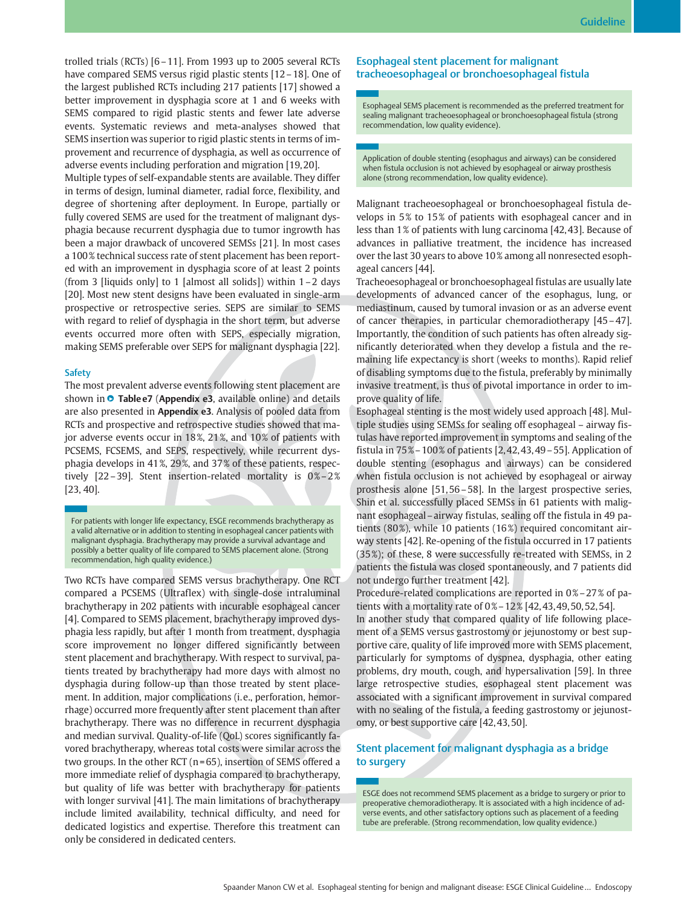trolled trials (RCTs) [6–11]. From 1993 up to 2005 several RCTs have compared SEMS versus rigid plastic stents [12–18]. One of the largest published RCTs including 217 patients [17] showed a better improvement in dysphagia score at 1 and 6 weeks with SEMS compared to rigid plastic stents and fewer late adverse events. Systematic reviews and meta-analyses showed that SEMS insertion was superior to rigid plastic stents in terms of improvement and recurrence of dysphagia, as well as occurrence of adverse events including perforation and migration [19,20].

Multiple types of self-expandable stents are available. They differ in terms of design, luminal diameter, radial force, flexibility, and degree of shortening after deployment. In Europe, partially or fully covered SEMS are used for the treatment of malignant dysphagia because recurrent dysphagia due to tumor ingrowth has been a major drawback of uncovered SEMSs [21]. In most cases a 100% technical success rate of stent placement has been reported with an improvement in dysphagia score of at least 2 points (from 3 [liquids only] to 1 [almost all solids]) within 1–2 days [20]. Most new stent designs have been evaluated in single-arm prospective or retrospective series. SEPS are similar to SEMS with regard to relief of dysphagia in the short term, but adverse events occurred more often with SEPS, especially migration, making SEMS preferable over SEPS for malignant dysphagia [22].

### Safety

The most prevalent adverse events following stent placement are shown in **Table e7** (**Appendix e3**, available online) and details are also presented in **Appendix e3**. Analysis of pooled data from RCTs and prospective and retrospective studies showed that major adverse events occur in 18%, 21%, and 10% of patients with PCSEMS, FCSEMS, and SEPS, respectively, while recurrent dysphagia develops in 41%, 29%, and 37% of these patients, respectively [22–39]. Stent insertion-related mortality is 0%–2% [23, 40].

> For patients with longer life expectancy, ESGE recommends brachytherapy as a valid alternative or in addition to stenting in esophageal cancer patients with malignant dysphagia. Brachytherapy may provide a survival advantage and possibly a better quality of life compared to SEMS placement alone. (Strong recommendation, high quality evidence.)

Two RCTs have compared SEMS versus brachytherapy. One RCT compared a PCSEMS (Ultraflex) with single-dose intraluminal brachytherapy in 202 patients with incurable esophageal cancer [4]. Compared to SEMS placement, brachytherapy improved dysphagia less rapidly, but after 1 month from treatment, dysphagia score improvement no longer differed significantly between stent placement and brachytherapy. With respect to survival, patients treated by brachytherapy had more days with almost no dysphagia during follow-up than those treated by stent placement. In addition, major complications (i.e., perforation, hemorrhage) occurred more frequently after stent placement than after brachytherapy. There was no difference in recurrent dysphagia and median survival. Quality-of-life (QoL) scores significantly favored brachytherapy, whereas total costs were similar across the two groups. In the other RCT (n=65), insertion of SEMS offered a more immediate relief of dysphagia compared to brachytherapy, but quality of life was better with brachytherapy for patients with longer survival [41]. The main limitations of brachytherapy include limited availability, technical difficulty, and need for dedicated logistics and expertise. Therefore this treatment can only be considered in dedicated centers.

## Esophageal stent placement for malignant tracheoesophageal or bronchoesophageal fistula

> Esophageal SEMS placement is recommended as the preferred treatment for sealing malignant tracheoesophageal or bronchoesophageal fistula (strong recommendation, low quality evidence).

> Application of double stenting (esophagus and airways) can be considered when fistula occlusion is not achieved by esophageal or airway prosthesis alone (strong recommendation, low quality evidence).

Malignant tracheoesophageal or bronchoesophageal fistula develops in 5% to 15% of patients with esophageal cancer and in less than 1% of patients with lung carcinoma [42,43]. Because of advances in palliative treatment, the incidence has increased over the last 30 years to above 10% among all nonresected esophageal cancers [44].

Tracheoesophageal or bronchoesophageal fistulas are usually late developments of advanced cancer of the esophagus, lung, or mediastinum, caused by tumoral invasion or as an adverse event of cancer therapies, in particular chemoradiotherapy [45–47]. Importantly, the condition of such patients has often already significantly deteriorated when they develop a fistula and the remaining life expectancy is short (weeks to months). Rapid relief of disabling symptoms due to the fistula, preferably by minimally invasive treatment, is thus of pivotal importance in order to improve quality of life.

Esophageal stenting is the most widely used approach [48]. Multiple studies using SEMSs for sealing off esophageal–airway fistulas have reported improvement in symptoms and sealing of the fistula in 75%–100% of patients [2,42,43,49–55]. Application of double stenting (esophagus and airways) can be considered when fistula occlusion is not achieved by esophageal or airway prosthesis alone [51,56–58]. In the largest prospective series, Shin et al. successfully placed SEMSs in 61 patients with malignant esophageal–airway fistulas, sealing off the fistula in 49 patients (80%), while 10 patients (16%) required concomitant airway stents [42]. Re-opening of the fistula occurred in 17 patients (35%); of these, 8 were successfully re-treated with SEMSs, in 2 patients the fistula was closed spontaneously, and 7 patients did not undergo further treatment [42].

Procedure-related complications are reported in 0%–27% of patients with a mortality rate of 0%–12% [42,43,49,50,52,54].

In another study that compared quality of life following placement of a SEMS versus gastrostomy or jejunostomy or best supportive care, quality of life improved more with SEMS placement, particularly for symptoms of dyspnea, dysphagia, other eating problems, dry mouth, cough, and hypersalivation [59]. In three large retrospective studies, esophageal stent placement was associated with a significant improvement in survival compared with no sealing of the fistula, a feeding gastrostomy or jejunostomy, or best supportive care [42,43,50].

## Stent placement for malignant dysphagia as a bridge to surgery

> ESGE does not recommend SEMS placement as a bridge to surgery or prior to preoperative chemoradiotherapy. It is associated with a high incidence of adverse events, and other satisfactory options such as placement of a feeding tube are preferable. (Strong recommendation, low quality evidence.)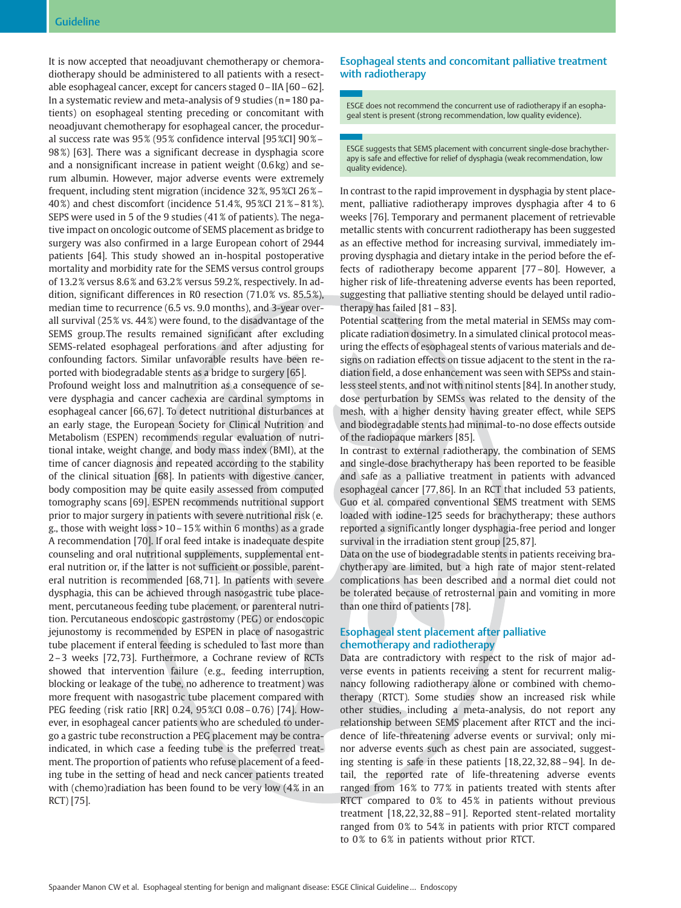It is now accepted that neoadjuvant chemotherapy or chemoradiotherapy should be administered to all patients with a resectable esophageal cancer, except for cancers staged 0–IIA [60–62]. In a systematic review and meta-analysis of 9 studies (n = 180 patients) on esophageal stenting preceding or concomitant with neoadjuvant chemotherapy for esophageal cancer, the procedural success rate was 95% (95% confidence interval [95%CI] 90%–98%) [63]. There was a significant decrease in dysphagia score and a nonsignificant increase in patient weight (0.6 kg) and serum albumin. However, major adverse events were extremely frequent, including stent migration (incidence 32%, 95%CI 26%–40%) and chest discomfort (incidence 51.4%, 95%CI 21%–81%). SEPS were used in 5 of the 9 studies (41% of patients). The negative impact on oncologic outcome of SEMS placement as bridge to surgery was also confirmed in a large European cohort of 2944 patients [64]. This study showed an in-hospital postoperative mortality and morbidity rate for the SEMS versus control groups of 13.2% versus 8.6% and 63.2% versus 59.2%, respectively. In addition, significant differences in R0 resection (71.0% vs. 85.5%), median time to recurrence (6.5 vs. 9.0 months), and 3-year overall survival (25% vs. 44%) were found, to the disadvantage of the SEMS group. The results remained significant after excluding SEMS-related esophageal perforations and after adjusting for confounding factors. Similar unfavorable results have been reported with biodegradable stents as a bridge to surgery [65].

Profound weight loss and malnutrition as a consequence of severe dysphagia and cancer cachexia are cardinal symptoms in esophageal cancer [66, 67]. To detect nutritional disturbances at an early stage, the European Society for Clinical Nutrition and Metabolism (ESPEN) recommends regular evaluation of nutritional intake, weight change, and body mass index (BMI), at the time of cancer diagnosis and repeated according to the stability of the clinical situation [68]. In patients with digestive cancer, body composition may be quite easily assessed from computed tomography scans [69]. ESPEN recommends nutritional support prior to major surgery in patients with severe nutritional risk (e.g., those with weight loss > 10–15% within 6 months) as a grade A recommendation [70]. If oral feed intake is inadequate despite counseling and oral nutritional supplements, supplemental enteral nutrition or, if the latter is not sufficient or possible, parenteral nutrition is recommended [68, 71]. In patients with severe dysphagia, this can be achieved through nasogastric tube placement, percutaneous feeding tube placement, or parenteral nutrition. Percutaneous endoscopic gastrostomy (PEG) or endoscopic jejunostomy is recommended by ESPEN in place of nasogastric tube placement if enteral feeding is scheduled to last more than 2–3 weeks [72, 73]. Furthermore, a Cochrane review of RCTs showed that intervention failure (e.g., feeding interruption, blocking or leakage of the tube, no adherence to treatment) was more frequent with nasogastric tube placement compared with PEG feeding (risk ratio [RR] 0.24, 95%CI 0.08–0.76) [74]. However, in esophageal cancer patients who are scheduled to undergo a gastric tube reconstruction a PEG placement may be contraindicated, in which case a feeding tube is the preferred treatment. The proportion of patients who refuse placement of a feeding tube in the setting of head and neck cancer patients treated with (chemo)radiation has been found to be very low (4% in an RCT) [75].

## Esophageal stents and concomitant palliative treatment with radiotherapy

> ESGE does not recommend the concurrent use of radiotherapy if an esophageal stent is present (strong recommendation, low quality evidence).

> ESGE suggests that SEMS placement with concurrent single-dose brachytherapy is safe and effective for relief of dysphagia (weak recommendation, low quality evidence).

In contrast to the rapid improvement in dysphagia by stent placement, palliative radiotherapy improves dysphagia after 4 to 6 weeks [76]. Temporary and permanent placement of retrievable metallic stents with concurrent radiotherapy has been suggested as an effective method for increasing survival, immediately improving dysphagia and dietary intake in the period before the effects of radiotherapy become apparent [77–80]. However, a higher risk of life-threatening adverse events has been reported, suggesting that palliative stenting should be delayed until radiotherapy has failed [81–83].

Potential scattering from the metal material in SEMSs may complicate radiation dosimetry. In a simulated clinical protocol measuring the effects of esophageal stents of various materials and designs on radiation effects on tissue adjacent to the stent in the radiation field, a dose enhancement was seen with SEPSs and stainless steel stents, and not with nitinol stents [84]. In another study, dose perturbation by SEMSs was related to the density of the mesh, with a higher density having greater effect, while SEPS and biodegradable stents had minimal-to-no dose effects outside of the radiopaque markers [85].

In contrast to external radiotherapy, the combination of SEMS and single-dose brachytherapy has been reported to be feasible and safe as a palliative treatment in patients with advanced esophageal cancer [77, 86]. In an RCT that included 53 patients, Guo et al. compared conventional SEMS treatment with SEMS loaded with iodine-125 seeds for brachytherapy; these authors reported a significantly longer dysphagia-free period and longer survival in the irradiation stent group [25, 87].

Data on the use of biodegradable stents in patients receiving brachytherapy are limited, but a high rate of major stent-related complications has been described and a normal diet could not be tolerated because of retrosternal pain and vomiting in more than one third of patients [78].

## Esophageal stent placement after palliative chemotherapy and radiotherapy

Data are contradictory with respect to the risk of major adverse events in patients receiving a stent for recurrent malignancy following radiotherapy alone or combined with chemotherapy (RTCT). Some studies show an increased risk while other studies, including a meta-analysis, do not report any relationship between SEMS placement after RTCT and the incidence of life-threatening adverse events or survival; only minor adverse events such as chest pain are associated, suggesting stenting is safe in these patients [18, 22, 32, 88–94]. In detail, the reported rate of life-threatening adverse events ranged from 16% to 77% in patients treated with stents after RTCT compared to 0% to 45% in patients without previous treatment [18, 22, 32, 88–91]. Reported stent-related mortality ranged from 0% to 54% in patients with prior RTCT compared to 0% to 6% in patients without prior RTCT.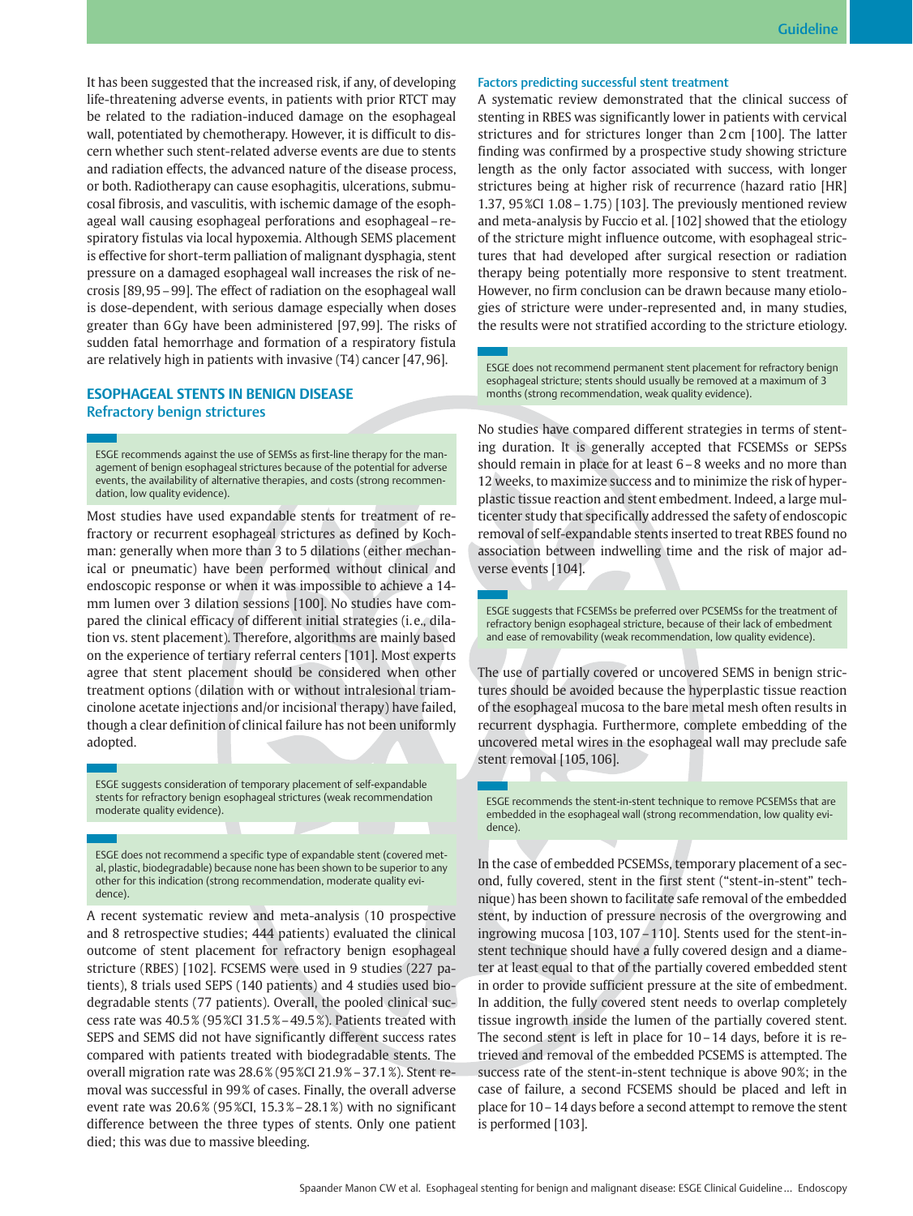It has been suggested that the increased risk, if any, of developing life-threatening adverse events, in patients with prior RTCT may be related to the radiation-induced damage on the esophageal wall, potentiated by chemotherapy. However, it is difficult to discern whether such stent-related adverse events are due to stents and radiation effects, the advanced nature of the disease process, or both. Radiotherapy can cause esophagitis, ulcerations, submucosal fibrosis, and vasculitis, with ischemic damage of the esophageal wall causing esophageal perforations and esophageal–respiratory fistulas via local hypoxemia. Although SEMS placement is effective for short-term palliation of malignant dysphagia, stent pressure on a damaged esophageal wall increases the risk of necrosis [89, 95–99]. The effect of radiation on the esophageal wall is dose-dependent, with serious damage especially when doses greater than 6Gy have been administered [97, 99]. The risks of sudden fatal hemorrhage and formation of a respiratory fistula are relatively high in patients with invasive (T4) cancer [47, 96].

## ESOPHAGEAL STENTS IN BENIGN DISEASE

### Refractory benign strictures

> ESGE recommends against the use of SEMSs as first-line therapy for the management of benign esophageal strictures because of the potential for adverse events, the availability of alternative therapies, and costs (strong recommendation, low quality evidence).

Most studies have used expandable stents for treatment of refractory or recurrent esophageal strictures as defined by Kochman: generally when more than 3 to 5 dilations (either mechanical or pneumatic) have been performed without clinical and endoscopic response or when it was impossible to achieve a 14-mm lumen over 3 dilation sessions [100]. No studies have compared the clinical efficacy of different initial strategies (i.e., dilation vs. stent placement). Therefore, algorithms are mainly based on the experience of tertiary referral centers [101]. Most experts agree that stent placement should be considered when other treatment options (dilation with or without intralesional triamcinolone acetate injections and/or incisional therapy) have failed, though a clear definition of clinical failure has not been uniformly adopted.

> ESGE suggests consideration of temporary placement of self-expandable stents for refractory benign esophageal strictures (weak recommendation moderate quality evidence).

> ESGE does not recommend a specific type of expandable stent (covered metal, plastic, biodegradable) because none has been shown to be superior to any other for this indication (strong recommendation, moderate quality evidence).

A recent systematic review and meta-analysis (10 prospective and 8 retrospective studies; 444 patients) evaluated the clinical outcome of stent placement for refractory benign esophageal stricture (RBES) [102]. FCSEMS were used in 9 studies (227 patients), 8 trials used SEPS (140 patients) and 4 studies used biodegradable stents (77 patients). Overall, the pooled clinical success rate was 40.5% (95%CI 31.5%–49.5%). Patients treated with SEPS and SEMS did not have significantly different success rates compared with patients treated with biodegradable stents. The overall migration rate was 28.6% (95%CI 21.9%–37.1%). Stent removal was successful in 99% of cases. Finally, the overall adverse event rate was 20.6% (95%CI, 15.3%–28.1%) with no significant difference between the three types of stents. Only one patient died; this was due to massive bleeding.

#### Factors predicting successful stent treatment

A systematic review demonstrated that the clinical success of stenting in RBES was significantly lower in patients with cervical strictures and for strictures longer than 2cm [100]. The latter finding was confirmed by a prospective study showing stricture length as the only factor associated with success, with longer strictures being at higher risk of recurrence (hazard ratio [HR] 1.37, 95%CI 1.08–1.75) [103]. The previously mentioned review and meta-analysis by Fuccio et al. [102] showed that the etiology of the stricture might influence outcome, with esophageal strictures that had developed after surgical resection or radiation therapy being potentially more responsive to stent treatment. However, no firm conclusion can be drawn because many etiologies of stricture were under-represented and, in many studies, the results were not stratified according to the stricture etiology.

> ESGE does not recommend permanent stent placement for refractory benign esophageal stricture; stents should usually be removed at a maximum of 3 months (strong recommendation, weak quality evidence).

No studies have compared different strategies in terms of stenting duration. It is generally accepted that FCSEMSs or SEPSs should remain in place for at least 6–8 weeks and no more than 12 weeks, to maximize success and to minimize the risk of hyperplastic tissue reaction and stent embedment. Indeed, a large multicenter study that specifically addressed the safety of endoscopic removal of self-expandable stents inserted to treat RBES found no association between indwelling time and the risk of major adverse events [104].

> ESGE suggests that FCSEMSs be preferred over PCSEMSs for the treatment of refractory benign esophageal stricture, because of their lack of embedment and ease of removability (weak recommendation, low quality evidence).

The use of partially covered or uncovered SEMS in benign strictures should be avoided because the hyperplastic tissue reaction of the esophageal mucosa to the bare metal mesh often results in recurrent dysphagia. Furthermore, complete embedding of the uncovered metal wires in the esophageal wall may preclude safe stent removal [105, 106].

> ESGE recommends the stent-in-stent technique to remove PCSEMSs that are embedded in the esophageal wall (strong recommendation, low quality evidence).

In the case of embedded PCSEMSs, temporary placement of a second, fully covered, stent in the first stent ("stent-in-stent" technique) has been shown to facilitate safe removal of the embedded stent, by induction of pressure necrosis of the overgrowing and ingrowing mucosa [103, 107–110]. Stents used for the stent-in-stent technique should have a fully covered design and a diameter at least equal to that of the partially covered embedded stent in order to provide sufficient pressure at the site of embedment. In addition, the fully covered stent needs to overlap completely tissue ingrowth inside the lumen of the partially covered stent. The second stent is left in place for 10–14 days, before it is retrieved and removal of the embedded PCSEMS is attempted. The success rate of the stent-in-stent technique is above 90%; in the case of failure, a second FCSEMS should be placed and left in place for 10–14 days before a second attempt to remove the stent is performed [103].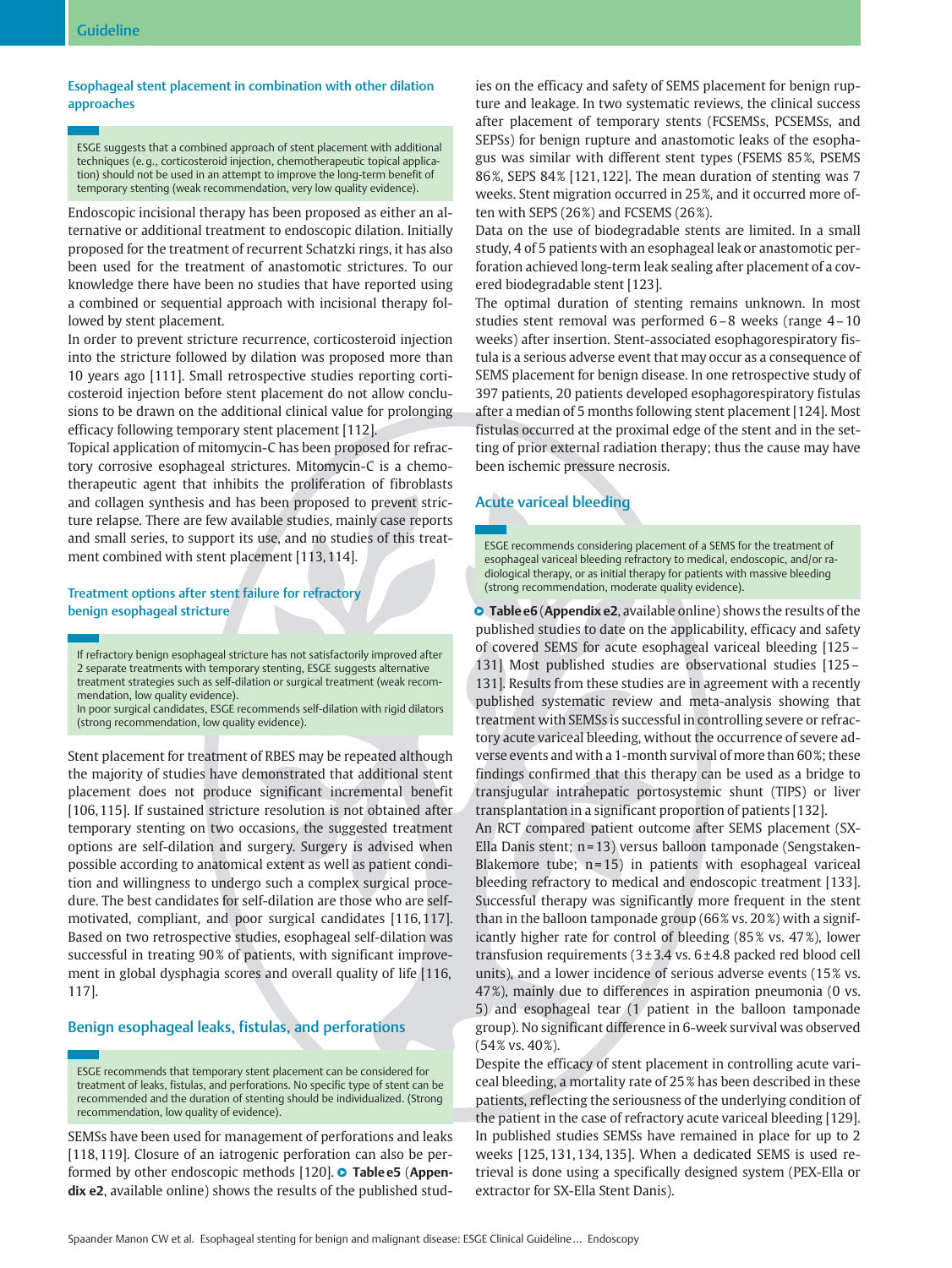## Esophageal stent placement in combination with other dilation approaches

> ESGE suggests that a combined approach of stent placement with additional techniques (e. g., corticosteroid injection, chemotherapeutic topical application) should not be used in an attempt to improve the long-term benefit of temporary stenting (weak recommendation, very low quality evidence).

Endoscopic incisional therapy has been proposed as either an alternative or additional treatment to endoscopic dilation. Initially proposed for the treatment of recurrent Schatzki rings, it has also been used for the treatment of anastomotic strictures. To our knowledge there have been no studies that have reported using a combined or sequential approach with incisional therapy followed by stent placement.

In order to prevent stricture recurrence, corticosteroid injection into the stricture followed by dilation was proposed more than 10 years ago [111]. Small retrospective studies reporting corticosteroid injection before stent placement do not allow conclusions to be drawn on the additional clinical value for prolonging efficacy following temporary stent placement [112].

Topical application of mitomycin-C has been proposed for refractory corrosive esophageal strictures. Mitomycin-C is a chemotherapeutic agent that inhibits the proliferation of fibroblasts and collagen synthesis and has been proposed to prevent stricture relapse. There are few available studies, mainly case reports and small series, to support its use, and no studies of this treatment combined with stent placement [113, 114].

## Treatment options after stent failure for refractory benign esophageal stricture

> If refractory benign esophageal stricture has not satisfactorily improved after 2 separate treatments with temporary stenting, ESGE suggests alternative treatment strategies such as self-dilation or surgical treatment (weak recommendation, low quality evidence).
> In poor surgical candidates, ESGE recommends self-dilation with rigid dilators (strong recommendation, low quality evidence).

Stent placement for treatment of RBES may be repeated although the majority of studies have demonstrated that additional stent placement does not produce significant incremental benefit [106, 115]. If sustained stricture resolution is not obtained after temporary stenting on two occasions, the suggested treatment options are self-dilation and surgery. Surgery is advised when possible according to anatomical extent as well as patient condition and willingness to undergo such a complex surgical procedure. The best candidates for self-dilation are those who are self-motivated, compliant, and poor surgical candidates [116, 117]. Based on two retrospective studies, esophageal self-dilation was successful in treating 90 % of patients, with significant improvement in global dysphagia scores and overall quality of life [116, 117].

## Benign esophageal leaks, fistulas, and perforations

> ESGE recommends that temporary stent placement can be considered for treatment of leaks, fistulas, and perforations. No specific type of stent can be recommended and the duration of stenting should be individualized. (Strong recommendation, low quality of evidence).

SEMSs have been used for management of perforations and leaks [118, 119]. Closure of an iatrogenic perforation can also be performed by other endoscopic methods [120]. **Table e5** (**Appendix e2**, available online) shows the results of the published studies on the efficacy and safety of SEMS placement for benign rupture and leakage. In two systematic reviews, the clinical success after placement of temporary stents (FCSEMSs, PCSEMSs, and SEPSs) for benign rupture and anastomotic leaks of the esophagus was similar with different stent types (FSEMS 85 %, PSEMS 86 %, SEPS 84 % [121, 122]. The mean duration of stenting was 7 weeks. Stent migration occurred in 25 %, and it occurred more often with SEPS (26 %) and FCSEMS (26 %).

Data on the use of biodegradable stents are limited. In a small study, 4 of 5 patients with an esophageal leak or anastomotic perforation achieved long-term leak sealing after placement of a covered biodegradable stent [123].

The optimal duration of stenting remains unknown. In most studies stent removal was performed 6 – 8 weeks (range 4 – 10 weeks) after insertion. Stent-associated esophagorespiratory fistula is a serious adverse event that may occur as a consequence of SEMS placement for benign disease. In one retrospective study of 397 patients, 20 patients developed esophagorespiratory fistulas after a median of 5 months following stent placement [124]. Most fistulas occurred at the proximal edge of the stent and in the setting of prior external radiation therapy; thus the cause may have been ischemic pressure necrosis.

## Acute variceal bleeding

> ESGE recommends considering placement of a SEMS for the treatment of esophageal variceal bleeding refractory to medical, endoscopic, and/or radiological therapy, or as initial therapy for patients with massive bleeding (strong recommendation, moderate quality evidence).

**Table e6** (**Appendix e2**, available online) shows the results of the published studies to date on the applicability, efficacy and safety of covered SEMS for acute esophageal variceal bleeding [125 – 131] Most published studies are observational studies [125 – 131]. Results from these studies are in agreement with a recently published systematic review and meta-analysis showing that treatment with SEMSs is successful in controlling severe or refractory acute variceal bleeding, without the occurrence of severe adverse events and with a 1-month survival of more than 60 %; these findings confirmed that this therapy can be used as a bridge to transjugular intrahepatic portosystemic shunt (TIPS) or liver transplantation in a significant proportion of patients [132].

An RCT compared patient outcome after SEMS placement (SX-Ella Danis stent; n = 13) versus balloon tamponade (Sengstaken-Blakemore tube; n = 15) in patients with esophageal variceal bleeding refractory to medical and endoscopic treatment [133]. Successful therapy was significantly more frequent in the stent than in the balloon tamponade group (66 % vs. 20 %) with a significantly higher rate for control of bleeding (85 % vs. 47 %), lower transfusion requirements (3 ± 3.4 vs. 6 ± 4.8 packed red blood cell units), and a lower incidence of serious adverse events (15 % vs. 47 %), mainly due to differences in aspiration pneumonia (0 vs. 5) and esophageal tear (1 patient in the balloon tamponade group). No significant difference in 6-week survival was observed (54 % vs. 40 %).

Despite the efficacy of stent placement in controlling acute variceal bleeding, a mortality rate of 25 % has been described in these patients, reflecting the seriousness of the underlying condition of the patient in the case of refractory acute variceal bleeding [129]. In published studies SEMSs have remained in place for up to 2 weeks [125, 131, 134, 135]. When a dedicated SEMS is used retrieval is done using a specifically designed system (PEX-Ella or extractor for SX-Ella Stent Danis).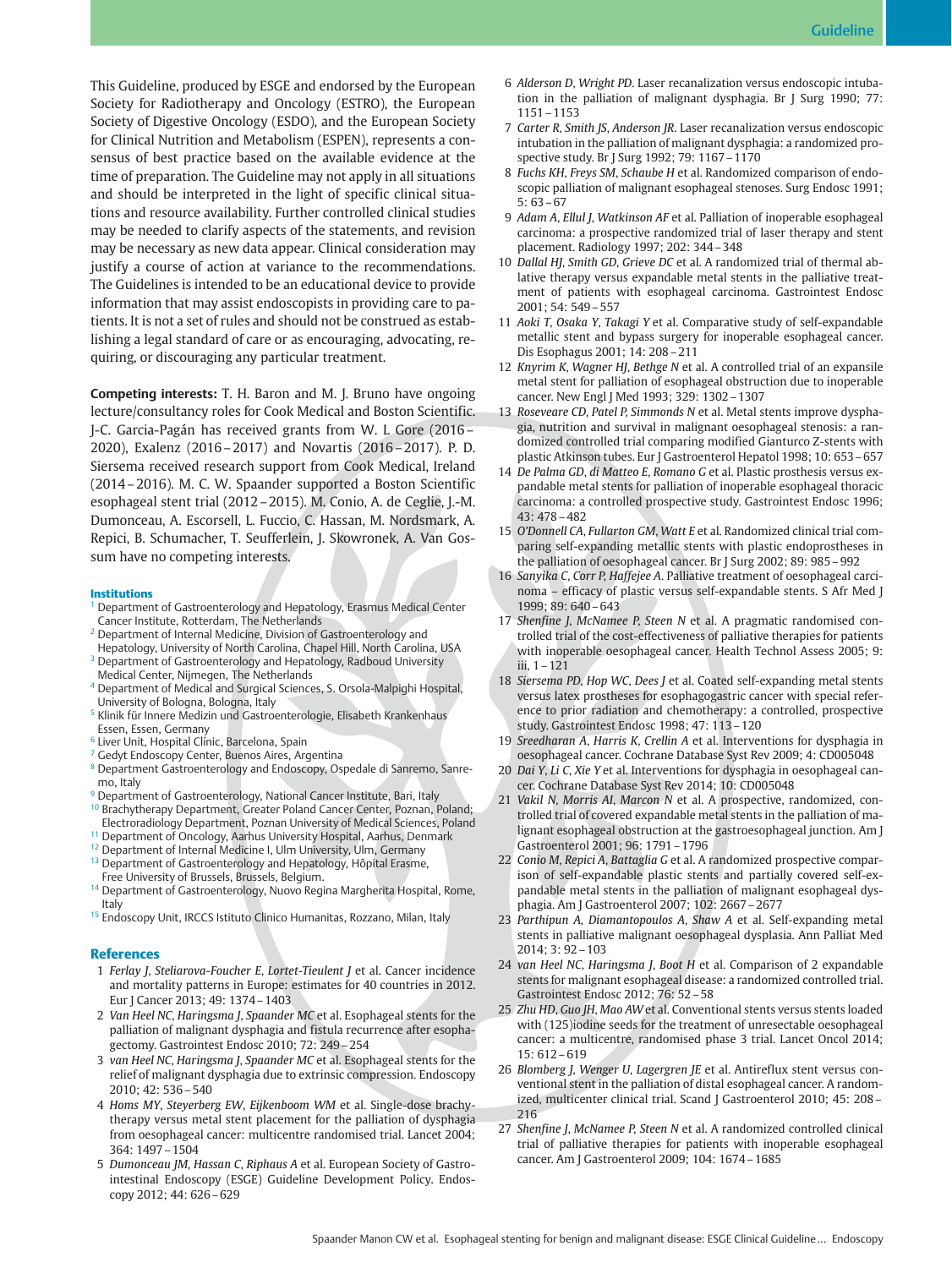This Guideline, produced by ESGE and endorsed by the European Society for Radiotherapy and Oncology (ESTRO), the European Society of Digestive Oncology (ESDO), and the European Society for Clinical Nutrition and Metabolism (ESPEN), represents a consensus of best practice based on the available evidence at the time of preparation. The Guideline may not apply in all situations and should be interpreted in the light of specific clinical situations and resource availability. Further controlled clinical studies may be needed to clarify aspects of the statements, and revision may be necessary as new data appear. Clinical consideration may justify a course of action at variance to the recommendations. The Guidelines is intended to be an educational device to provide information that may assist endoscopists in providing care to patients. It is not a set of rules and should not be construed as establishing a legal standard of care or as encouraging, advocating, requiring, or discouraging any particular treatment.

**Competing interests:** T. H. Baron and M. J. Bruno have ongoing lecture/consultancy roles for Cook Medical and Boston Scientific. J-C. Garcia-Pagán has received grants from W. L Gore (2016–2020), Exalenz (2016–2017) and Novartis (2016–2017). P. D. Siersema received research support from Cook Medical, Ireland (2014–2016). M. C. W. Spaander supported a Boston Scientific esophageal stent trial (2012–2015). M. Conio, A. de Ceglie, J.-M. Dumonceau, A. Escorsell, L. Fuccio, C. Hassan, M. Nordsmark, A. Repici, B. Schumacher, T. Seufferlein, J. Skowronek, A. Van Gossum have no competing interests.

### Institutions

[1] Department of Gastroenterology and Hepatology, Erasmus Medical Center Cancer Institute, Rotterdam, The Netherlands
[2] Department of Internal Medicine, Division of Gastroenterology and Hepatology, University of North Carolina, Chapel Hill, North Carolina, USA
[3] Department of Gastroenterology and Hepatology, Radboud University Medical Center, Nijmegen, The Netherlands
[4] Department of Medical and Surgical Sciences, S. Orsola-Malpighi Hospital, University of Bologna, Bologna, Italy
[5] Klinik für Innere Medizin und Gastroenterologie, Elisabeth Krankenhaus Essen, Essen, Germany
[6] Liver Unit, Hospital Clínic, Barcelona, Spain
[7] Gedyt Endoscopy Center, Buenos Aires, Argentina
[8] Department Gastroenterology and Endoscopy, Ospedale di Sanremo, Sanremo, Italy
[9] Department of Gastroenterology, National Cancer Institute, Bari, Italy
[10] Brachytherapy Department, Greater Poland Cancer Center, Poznan, Poland; Electroradiology Department, Poznan University of Medical Sciences, Poland
[11] Department of Oncology, Aarhus University Hospital, Aarhus, Denmark
[12] Department of Internal Medicine I, Ulm University, Ulm, Germany
[13] Department of Gastroenterology and Hepatology, Hôpital Erasme, Free University of Brussels, Brussels, Belgium.
[14] Department of Gastroenterology, Nuovo Regina Margherita Hospital, Rome, Italy
[15] Endoscopy Unit, IRCCS Istituto Clinico Humanitas, Rozzano, Milan, Italy

## References

1. *Ferlay J, Steliarova-Foucher E, Lortet-Tieulent J* et al. Cancer incidence and mortality patterns in Europe: estimates for 40 countries in 2012. Eur J Cancer 2013; 49: 1374–1403
2. *Van Heel NC, Haringsma J, Spaander MC* et al. Esophageal stents for the palliation of malignant dysphagia and fistula recurrence after esophagectomy. Gastrointest Endosc 2010; 72: 249–254
3. *van Heel NC, Haringsma J, Spaander MC* et al. Esophageal stents for the relief of malignant dysphagia due to extrinsic compression. Endoscopy 2010; 42: 536–540
4. *Homs MY, Steyerberg EW, Eijkenboom WM* et al. Single-dose brachytherapy versus metal stent placement for the palliation of dysphagia from oesophageal cancer: multicentre randomised trial. Lancet 2004; 364: 1497–1504
5. *Dumonceau JM, Hassan C, Riphaus A* et al. European Society of Gastrointestinal Endoscopy (ESGE) Guideline Development Policy. Endoscopy 2012; 44: 626–629
6. *Alderson D, Wright PD*. Laser recanalization versus endoscopic intubation in the palliation of malignant dysphagia. Br J Surg 1990; 77: 1151–1153
7. *Carter R, Smith JS, Anderson JR*. Laser recanalization versus endoscopic intubation in the palliation of malignant dysphagia: a randomized prospective study. Br J Surg 1992; 79: 1167–1170
8. *Fuchs KH, Freys SM, Schaube H* et al. Randomized comparison of endoscopic palliation of malignant esophageal stenoses. Surg Endosc 1991; 5: 63–67
9. *Adam A, Ellul J, Watkinson AF* et al. Palliation of inoperable esophageal carcinoma: a prospective randomized trial of laser therapy and stent placement. Radiology 1997; 202: 344–348
10. *Dallal HJ, Smith GD, Grieve DC* et al. A randomized trial of thermal ablative therapy versus expandable metal stents in the palliative treatment of patients with esophageal carcinoma. Gastrointest Endosc 2001; 54: 549–557
11. *Aoki T, Osaka Y, Takagi Y* et al. Comparative study of self-expandable metallic stent and bypass surgery for inoperable esophageal cancer. Dis Esophagus 2001; 14: 208–211
12. *Knyrim K, Wagner HJ, Bethge N* et al. A controlled trial of an expansile metal stent for palliation of esophageal obstruction due to inoperable cancer. New Engl J Med 1993; 329: 1302–1307
13. *Roseveare CD, Patel P, Simmonds N* et al. Metal stents improve dysphagia, nutrition and survival in malignant oesophageal stenosis: a randomized controlled trial comparing modified Gianturco Z-stents with plastic Atkinson tubes. Eur J Gastroenterol Hepatol 1998; 10: 653–657
14. *De Palma GD, di Matteo E, Romano G* et al. Plastic prosthesis versus expandable metal stents for palliation of inoperable esophageal thoracic carcinoma: a controlled prospective study. Gastrointest Endosc 1996; 43: 478–482
15. *O'Donnell CA, Fullarton GM, Watt E* et al. Randomized clinical trial comparing self-expanding metallic stents with plastic endoprostheses in the palliation of oesophageal cancer. Br J Surg 2002; 89: 985–992
16. *Sanyika C, Corr P, Haffejee A*. Palliative treatment of oesophageal carcinoma – efficacy of plastic versus self-expandable stents. S Afr Med J 1999; 89: 640–643
17. *Shenfine J, McNamee P, Steen N* et al. A pragmatic randomised controlled trial of the cost-effectiveness of palliative therapies for patients with inoperable oesophageal cancer. Health Technol Assess 2005; 9: iii, 1–121
18. *Siersema PD, Hop WC, Dees J* et al. Coated self-expanding metal stents versus latex prostheses for esophagogastric cancer with special reference to prior radiation and chemotherapy: a controlled, prospective study. Gastrointest Endosc 1998; 47: 113–120
19. *Sreedharan A, Harris K, Crellin A* et al. Interventions for dysphagia in oesophageal cancer. Cochrane Database Syst Rev 2009; 4: CD005048
20. *Dai Y, Li C, Xie Y* et al. Interventions for dysphagia in oesophageal cancer. Cochrane Database Syst Rev 2014; 10: CD005048
21. *Vakil N, Morris AI, Marcon N* et al. A prospective, randomized, controlled trial of covered expandable metal stents in the palliation of malignant esophageal obstruction at the gastroesophageal junction. Am J Gastroenterol 2001; 96: 1791–1796
22. *Conio M, Repici A, Battaglia G* et al. A randomized prospective comparison of self-expandable plastic stents and partially covered self-expandable metal stents in the palliation of malignant esophageal dysphagia. Am J Gastroenterol 2007; 102: 2667–2677
23. *Parthipun A, Diamantopoulos A, Shaw A* et al. Self-expanding metal stents in palliative malignant oesophageal dysplasia. Ann Palliat Med 2014; 3: 92–103
24. *van Heel NC, Haringsma J, Boot H* et al. Comparison of 2 expandable stents for malignant esophageal disease: a randomized controlled trial. Gastrointest Endosc 2012; 76: 52–58
25. *Zhu HD, Guo JH, Mao AW* et al. Conventional stents versus stents loaded with (125)iodine seeds for the treatment of unresectable oesophageal cancer: a multicentre, randomised phase 3 trial. Lancet Oncol 2014; 15: 612–619
26. *Blomberg J, Wenger U, Lagergren JE* et al. Antireflux stent versus conventional stent in the palliation of distal esophageal cancer. A randomized, multicenter clinical trial. Scand J Gastroenterol 2010; 45: 208–216
27. *Shenfine J, McNamee P, Steen N* et al. A randomized controlled clinical trial of palliative therapies for patients with inoperable esophageal cancer. Am J Gastroenterol 2009; 104: 1674–1685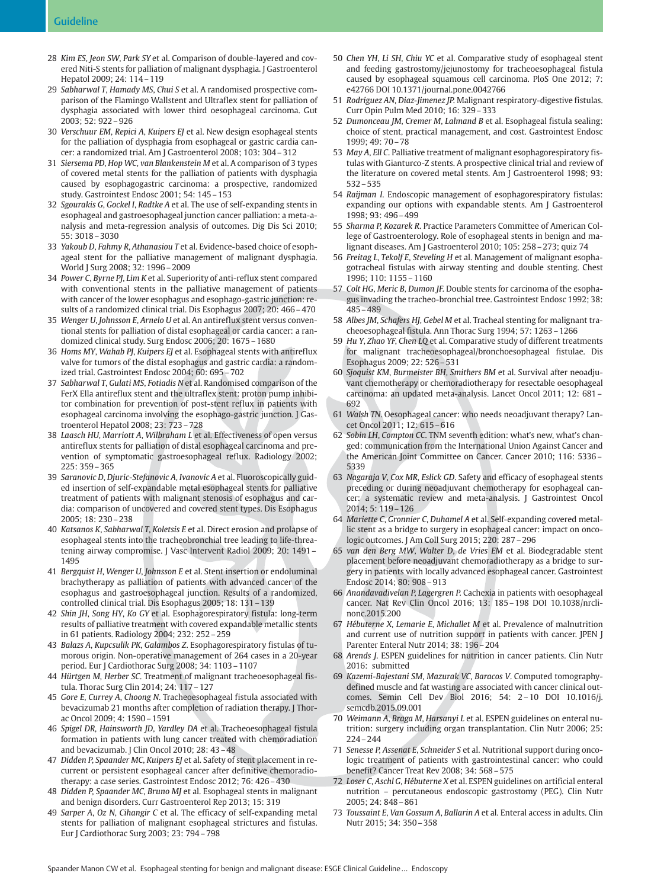28 *Kim ES, Jeon SW, Park SY* et al. Comparison of double-layered and covered Niti-S stents for palliation of malignant dysphagia. J Gastroenterol Hepatol 2009; 24: 114 – 119

29 *Sabharwal T, Hamady MS, Chui S* et al. A randomised prospective comparison of the Flamingo Wallstent and Ultraflex stent for palliation of dysphagia associated with lower third oesophageal carcinoma. Gut 2003; 52: 922 – 926

30 *Verschuur EM, Repici A, Kuipers EJ* et al. New design esophageal stents for the palliation of dysphagia from esophageal or gastric cardia cancer: a randomized trial. Am J Gastroenterol 2008; 103: 304 – 312

31 *Siersema PD, Hop WC, van Blankenstein M* et al. A comparison of 3 types of covered metal stents for the palliation of patients with dysphagia caused by esophagogastric carcinoma: a prospective, randomized study. Gastrointest Endosc 2001; 54: 145 – 153

32 *Sgourakis G, Gockel I, Radtke A* et al. The use of self-expanding stents in esophageal and gastroesophageal junction cancer palliation: a meta-analysis and meta-regression analysis of outcomes. Dig Dis Sci 2010; 55: 3018 – 3030

33 *Yakoub D, Fahmy R, Athanasiou T* et al. Evidence-based choice of esophageal stent for the palliative management of malignant dysphagia. World J Surg 2008; 32: 1996 – 2009

34 *Power C, Byrne PJ, Lim K* et al. Superiority of anti-reflux stent compared with conventional stents in the palliative management of patients with cancer of the lower esophagus and esophago-gastric junction: results of a randomized clinical trial. Dis Esophagus 2007; 20: 466 – 470

35 *Wenger U, Johnsson E, Arnelo U* et al. An antireflux stent versus conventional stents for palliation of distal esophageal or cardia cancer: a randomized clinical study. Surg Endosc 2006; 20: 1675 – 1680

36 *Homs MY, Wahab PJ, Kuipers EJ* et al. Esophageal stents with antireflux valve for tumors of the distal esophagus and gastric cardia: a randomized trial. Gastrointest Endosc 2004; 60: 695 – 702

37 *Sabharwal T, Gulati MS, Fotiadis N* et al. Randomised comparison of the FerX Ella antireflux stent and the ultraflex stent: proton pump inhibitor combination for prevention of post-stent reflux in patients with esophageal carcinoma involving the esophago-gastric junction. J Gastroenterol Hepatol 2008; 23: 723 – 728

38 *Laasch HU, Marriott A, Wilbraham L* et al. Effectiveness of open versus antireflux stents for palliation of distal esophageal carcinoma and prevention of symptomatic gastroesophageal reflux. Radiology 2002; 225: 359 – 365

39 *Saranovic D, Djuric-Stefanovic A, Ivanovic A* et al. Fluoroscopically guided insertion of self-expandable metal esophageal stents for palliative treatment of patients with malignant stenosis of esophagus and cardia: comparison of uncovered and covered stent types. Dis Esophagus 2005; 18: 230 – 238

40 *Katsanos K, Sabharwal T, Koletsis E* et al. Direct erosion and prolapse of esophageal stents into the tracheobronchial tree leading to life-threatening airway compromise. J Vasc Intervent Radiol 2009; 20: 1491 – 1495

41 *Bergquist H, Wenger U, Johnsson E* et al. Stent insertion or endoluminal brachytherapy as palliation of patients with advanced cancer of the esophagus and gastroesophageal junction. Results of a randomized, controlled clinical trial. Dis Esophagus 2005; 18: 131 – 139

42 *Shin JH, Song HY, Ko GY* et al. Esophagorespiratory fistula: long-term results of palliative treatment with covered expandable metallic stents in 61 patients. Radiology 2004; 232: 252 – 259

43 *Balazs A, Kupcsulik PK, Galambos Z*. Esophagorespiratory fistulas of tumorous origin. Non-operative management of 264 cases in a 20-year period. Eur J Cardiothorac Surg 2008; 34: 1103 – 1107

44 *Hürtgen M, Herber SC*. Treatment of malignant tracheoesophageal fistula. Thorac Surg Clin 2014; 24: 117 – 127

45 *Gore E, Currey A, Choong N*. Tracheoesophageal fistula associated with bevacizumab 21 months after completion of radiation therapy. J Thorac Oncol 2009; 4: 1590 – 1591

46 *Spigel DR, Hainsworth JD, Yardley DA* et al. Tracheoesophageal fistula formation in patients with lung cancer treated with chemoradiation and bevacizumab. J Clin Oncol 2010; 28: 43 – 48

47 *Didden P, Spaander MC, Kuipers EJ* et al. Safety of stent placement in recurrent or persistent esophageal cancer after definitive chemoradiotherapy: a case series. Gastrointest Endosc 2012; 76: 426 – 430

48 *Didden P, Spaander MC, Bruno MJ* et al. Esophageal stents in malignant and benign disorders. Curr Gastroenterol Rep 2013; 15: 319

49 *Sarper A, Oz N, Cihangir C* et al. The efficacy of self-expanding metal stents for palliation of malignant esophageal strictures and fistulas. Eur J Cardiothorac Surg 2003; 23: 794 – 798

50 *Chen YH, Li SH, Chiu YC* et al. Comparative study of esophageal stent and feeding gastrostomy/jejunostomy for tracheoesophageal fistula caused by esophageal squamous cell carcinoma. PloS One 2012; 7: e42766 DOI 10.1371/journal.pone.0042766

51 *Rodriguez AN, Diaz-Jimenez JP*. Malignant respiratory-digestive fistulas. Curr Opin Pulm Med 2010; 16: 329 – 333

52 *Dumonceau JM, Cremer M, Lalmand B* et al. Esophageal fistula sealing: choice of stent, practical management, and cost. Gastrointest Endosc 1999; 49: 70 – 78

53 *May A, Ell C*. Palliative treatment of malignant esophagorespiratory fistulas with Gianturco-Z stents. A prospective clinical trial and review of the literature on covered metal stents. Am J Gastroenterol 1998; 93: 532 – 535

54 *Raijman I*. Endoscopic management of esophagorespiratory fistulas: expanding our options with expandable stents. Am J Gastroenterol 1998; 93: 496 – 499

55 *Sharma P, Kozarek R*. Practice Parameters Committee of American College of Gastroenterology. Role of esophageal stents in benign and malignant diseases. Am J Gastroenterol 2010; 105: 258 – 273; quiz 74

56 *Freitag L, Tekolf E, Steveling H* et al. Management of malignant esophagotracheal fistulas with airway stenting and double stenting. Chest 1996; 110: 1155 – 1160

57 *Colt HG, Meric B, Dumon JF*. Double stents for carcinoma of the esophagus invading the tracheo-bronchial tree. Gastrointest Endosc 1992; 38: 485 – 489

58 *Albes JM, Schafers HJ, Gebel M* et al. Tracheal stenting for malignant tracheoesophageal fistula. Ann Thorac Surg 1994; 57: 1263 – 1266

59 *Hu Y, Zhao YF, Chen LQ* et al. Comparative study of different treatments for malignant tracheoesophageal/bronchoesophageal fistulae. Dis Esophagus 2009; 22: 526 – 531

60 *Sjoquist KM, Burmeister BH, Smithers BM* et al. Survival after neoadjuvant chemotherapy or chemoradiotherapy for resectable oesophageal carcinoma: an updated meta-analysis. Lancet Oncol 2011; 12: 681 – 692

61 *Walsh TN*. Oesophageal cancer: who needs neoadjuvant therapy? Lancet Oncol 2011; 12: 615 – 616

62 *Sobin LH, Compton CC*. TNM seventh edition: what's new, what's changed: communication from the International Union Against Cancer and the American Joint Committee on Cancer. Cancer 2010; 116: 5336 – 5339

63 *Nagaraja V, Cox MR, Eslick GD*. Safety and efficacy of esophageal stents preceding or during neoadjuvant chemotherapy for esophageal cancer: a systematic review and meta-analysis. J Gastrointest Oncol 2014; 5: 119 – 126

64 *Mariette C, Gronnier C, Duhamel A* et al. Self-expanding covered metallic stent as a bridge to surgery in esophageal cancer: impact on oncologic outcomes. J Am Coll Surg 2015; 220: 287 – 296

65 *van den Berg MW, Walter D, de Vries EM* et al. Biodegradable stent placement before neoadjuvant chemoradiotherapy as a bridge to surgery in patients with locally advanced esophageal cancer. Gastrointest Endosc 2014; 80: 908 – 913

66 *Anandavadivelan P, Lagergren P*. Cachexia in patients with oesophageal cancer. Nat Rev Clin Oncol 2016; 13: 185 – 198 DOI 10.1038/nrclinonc.2015.200

67 *Hébuterne X, Lemarie E, Michallet M* et al. Prevalence of malnutrition and current use of nutrition support in patients with cancer. JPEN J Parenter Enteral Nutr 2014; 38: 196 – 204

68 *Arends J*. ESPEN guidelines for nutrition in cancer patients. Clin Nutr 2016: submitted

69 *Kazemi-Bajestani SM, Mazurak VC, Baracos V*. Computed tomography-defined muscle and fat wasting are associated with cancer clinical outcomes. Semin Cell Dev Biol 2016; 54: 2 – 10 DOI 10.1016/j.semcdb.2015.09.001

70 *Weimann A, Braga M, Harsanyi L* et al. ESPEN guidelines on enteral nutrition: surgery including organ transplantation. Clin Nutr 2006; 25: 224 – 244

71 *Senesse P, Assenat E, Schneider S* et al. Nutritional support during oncologic treatment of patients with gastrointestinal cancer: who could benefit? Cancer Treat Rev 2008; 34: 568 – 575

72 *Loser C, Aschl G, Hébuterne X* et al. ESPEN guidelines on artificial enteral nutrition – percutaneous endoscopic gastrostomy (PEG). Clin Nutr 2005; 24: 848 – 861

73 *Toussaint E, Van Gossum A, Ballarin A* et al. Enteral access in adults. Clin Nutr 2015; 34: 350 – 358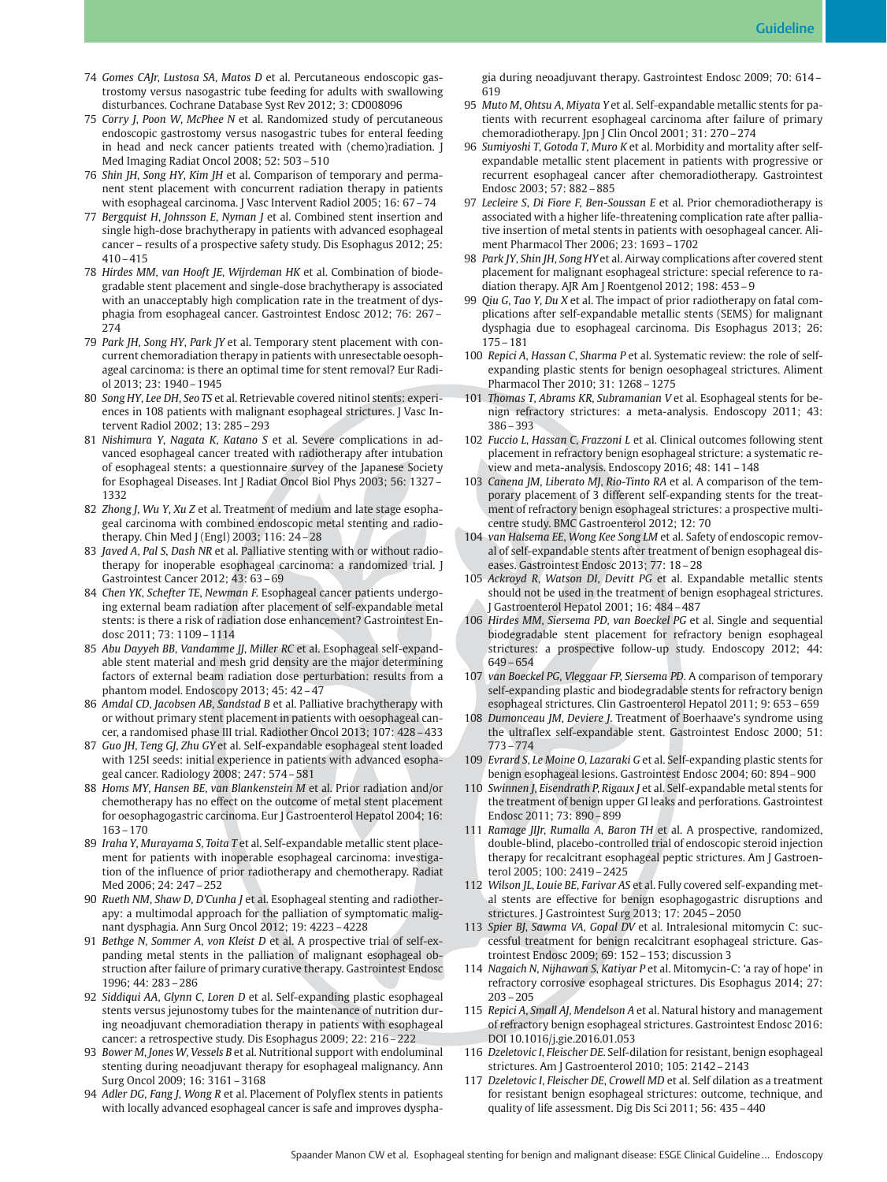74 *Gomes CAJr*, *Lustosa SA*, *Matos D* et al. Percutaneous endoscopic gastrostomy versus nasogastric tube feeding for adults with swallowing disturbances. Cochrane Database Syst Rev 2012; 3: CD008096

75 *Corry J*, *Poon W*, *McPhee N* et al. Randomized study of percutaneous endoscopic gastrostomy versus nasogastric tubes for enteral feeding in head and neck cancer patients treated with (chemo)radiation. J Med Imaging Radiat Oncol 2008; 52: 503 – 510

76 *Shin JH*, *Song HY*, *Kim JH* et al. Comparison of temporary and permanent stent placement with concurrent radiation therapy in patients with esophageal carcinoma. J Vasc Intervent Radiol 2005; 16: 67 – 74

77 *Bergquist H*, *Johnsson E*, *Nyman J* et al. Combined stent insertion and single high-dose brachytherapy in patients with advanced esophageal cancer – results of a prospective safety study. Dis Esophagus 2012; 25: 410 – 415

78 *Hirdes MM*, *van Hooft JE*, *Wijrdeman HK* et al. Combination of biodegradable stent placement and single-dose brachytherapy is associated with an unacceptably high complication rate in the treatment of dysphagia from esophageal cancer. Gastrointest Endosc 2012; 76: 267 – 274

79 *Park JH*, *Song HY*, *Park JY* et al. Temporary stent placement with concurrent chemoradiation therapy in patients with unresectable oesophageal carcinoma: is there an optimal time for stent removal? Eur Radiol 2013; 23: 1940 – 1945

80 *Song HY*, *Lee DH*, *Seo TS* et al. Retrievable covered nitinol stents: experiences in 108 patients with malignant esophageal strictures. J Vasc Intervent Radiol 2002; 13: 285 – 293

81 *Nishimura Y*, *Nagata K*, *Katano S* et al. Severe complications in advanced esophageal cancer treated with radiotherapy after intubation of esophageal stents: a questionnaire survey of the Japanese Society for Esophageal Diseases. Int J Radiat Oncol Biol Phys 2003; 56: 1327 – 1332

82 *Zhong J*, *Wu Y*, *Xu Z* et al. Treatment of medium and late stage esophageal carcinoma with combined endoscopic metal stenting and radiotherapy. Chin Med J (Engl) 2003; 116: 24 – 28

83 *Javed A*, *Pal S*, *Dash NR* et al. Palliative stenting with or without radiotherapy for inoperable esophageal carcinoma: a randomized trial. J Gastrointest Cancer 2012; 43: 63 – 69

84 *Chen YK*, *Schefter TE*, *Newman F*. Esophageal cancer patients undergoing external beam radiation after placement of self-expandable metal stents: is there a risk of radiation dose enhancement? Gastrointest Endosc 2011; 73: 1109 – 1114

85 *Abu Dayyeh BB*, *Vandamme JJ*, *Miller RC* et al. Esophageal self-expandable stent material and mesh grid density are the major determining factors of external beam radiation dose perturbation: results from a phantom model. Endoscopy 2013; 45: 42 – 47

86 *Amdal CD*, *Jacobsen AB*, *Sandstad B* et al. Palliative brachytherapy with or without primary stent placement in patients with oesophageal cancer, a randomised phase III trial. Radiother Oncol 2013; 107: 428 – 433

87 *Guo JH*, *Teng GJ*, *Zhu GY* et al. Self-expandable esophageal stent loaded with 125I seeds: initial experience in patients with advanced esophageal cancer. Radiology 2008; 247: 574 – 581

88 *Homs MY*, *Hansen BE*, *van Blankenstein M* et al. Prior radiation and/or chemotherapy has no effect on the outcome of metal stent placement for oesophagogastric carcinoma. Eur J Gastroenterol Hepatol 2004; 16: 163 – 170

89 *Iraha Y*, *Murayama S*, *Toita T* et al. Self-expandable metallic stent placement for patients with inoperable esophageal carcinoma: investigation of the influence of prior radiotherapy and chemotherapy. Radiat Med 2006; 24: 247 – 252

90 *Rueth NM*, *Shaw D*, *D'Cunha J* et al. Esophageal stenting and radiotherapy: a multimodal approach for the palliation of symptomatic malignant dysphagia. Ann Surg Oncol 2012; 19: 4223 – 4228

91 *Bethge N*, *Sommer A*, *von Kleist D* et al. A prospective trial of self-expanding metal stents in the palliation of malignant esophageal obstruction after failure of primary curative therapy. Gastrointest Endosc 1996; 44: 283 – 286

92 *Siddiqui AA*, *Glynn C*, *Loren D* et al. Self-expanding plastic esophageal stents versus jejunostomy tubes for the maintenance of nutrition during neoadjuvant chemoradiation therapy in patients with esophageal cancer: a retrospective study. Dis Esophagus 2009; 22: 216 – 222

93 *Bower M*, *Jones W*, *Vessels B* et al. Nutritional support with endoluminal stenting during neoadjuvant therapy for esophageal malignancy. Ann Surg Oncol 2009; 16: 3161 – 3168

94 *Adler DG*, *Fang J*, *Wong R* et al. Placement of Polyflex stents in patients with locally advanced esophageal cancer is safe and improves dysphagia during neoadjuvant therapy. Gastrointest Endosc 2009; 70: 614 – 619

95 *Muto M*, *Ohtsu A*, *Miyata Y* et al. Self-expandable metallic stents for patients with recurrent esophageal carcinoma after failure of primary chemoradiotherapy. Jpn J Clin Oncol 2001; 31: 270 – 274

96 *Sumiyoshi T*, *Gotoda T*, *Muro K* et al. Morbidity and mortality after self-expandable metallic stent placement in patients with progressive or recurrent esophageal cancer after chemoradiotherapy. Gastrointest Endosc 2003; 57: 882 – 885

97 *Lecleire S*, *Di Fiore F*, *Ben-Soussan E* et al. Prior chemoradiotherapy is associated with a higher life-threatening complication rate after palliative insertion of metal stents in patients with oesophageal cancer. Aliment Pharmacol Ther 2006; 23: 1693 – 1702

98 *Park JY*, *Shin JH*, *Song HY* et al. Airway complications after covered stent placement for malignant esophageal stricture: special reference to radiation therapy. AJR Am J Roentgenol 2012; 198: 453 – 9

99 *Qiu G*, *Tao Y*, *Du X* et al. The impact of prior radiotherapy on fatal complications after self-expandable metallic stents (SEMS) for malignant dysphagia due to esophageal carcinoma. Dis Esophagus 2013; 26: 175 – 181

100 *Repici A*, *Hassan C*, *Sharma P* et al. Systematic review: the role of self-expanding plastic stents for benign oesophageal strictures. Aliment Pharmacol Ther 2010; 31: 1268 – 1275

101 *Thomas T*, *Abrams KR*, *Subramanian V* et al. Esophageal stents for benign refractory strictures: a meta-analysis. Endoscopy 2011; 43: 386 – 393

102 *Fuccio L*, *Hassan C*, *Frazzoni L* et al. Clinical outcomes following stent placement in refractory benign esophageal stricture: a systematic review and meta-analysis. Endoscopy 2016; 48: 141 – 148

103 *Canena JM*, *Liberato MJ*, *Rio-Tinto RA* et al. A comparison of the temporary placement of 3 different self-expanding stents for the treatment of refractory benign esophageal strictures: a prospective multicentre study. BMC Gastroenterol 2012; 12: 70

104 *van Halsema EE*, *Wong Kee Song LM* et al. Safety of endoscopic removal of self-expandable stents after treatment of benign esophageal diseases. Gastrointest Endosc 2013; 77: 18 – 28

105 *Ackroyd R*, *Watson DI*, *Devitt PG* et al. Expandable metallic stents should not be used in the treatment of benign esophageal strictures. J Gastroenterol Hepatol 2001; 16: 484 – 487

106 *Hirdes MM*, *Siersema PD*, *van Boeckel PG* et al. Single and sequential biodegradable stent placement for refractory benign esophageal strictures: a prospective follow-up study. Endoscopy 2012; 44: 649 – 654

107 *van Boeckel PG*, *Vleggaar FP*, *Siersema PD*. A comparison of temporary self-expanding plastic and biodegradable stents for refractory benign esophageal strictures. Clin Gastroenterol Hepatol 2011; 9: 653 – 659

108 *Dumonceau JM*, *Deviere J*. Treatment of Boerhaave's syndrome using the ultraflex self-expandable stent. Gastrointest Endosc 2000; 51: 773 – 774

109 *Evrard S*, *Le Moine O*, *Lazaraki G* et al. Self-expanding plastic stents for benign esophageal lesions. Gastrointest Endosc 2004; 60: 894 – 900

110 *Swinnen J*, *Eisendrath P*, *Rigaux J* et al. Self-expandable metal stents for the treatment of benign upper GI leaks and perforations. Gastrointest Endosc 2011; 73: 890 – 899

111 *Ramage JIJr*, *Rumalla A*, *Baron TH* et al. A prospective, randomized, double-blind, placebo-controlled trial of endoscopic steroid injection therapy for recalcitrant esophageal peptic strictures. Am J Gastroenterol 2005; 100: 2419 – 2425

112 *Wilson JL*, *Louie BE*, *Farivar AS* et al. Fully covered self-expanding metal stents are effective for benign esophagogastric disruptions and strictures. J Gastrointest Surg 2013; 17: 2045 – 2050

113 *Spier BJ*, *Sawma VA*, *Gopal DV* et al. Intralesional mitomycin C: successful treatment for benign recalcitrant esophageal stricture. Gastrointest Endosc 2009; 69: 152 – 153; discussion 3

114 *Nagaich N*, *Nijhawan S*, *Katiyar P* et al. Mitomycin-C: 'a ray of hope' in refractory corrosive esophageal strictures. Dis Esophagus 2014; 27: 203 – 205

115 *Repici A*, *Small AJ*, *Mendelson A* et al. Natural history and management of refractory benign esophageal strictures. Gastrointest Endosc 2016: DOI 10.1016/j.gie.2016.01.053

116 *Dzeletovic I*, *Fleischer DE*. Self-dilation for resistant, benign esophageal strictures. Am J Gastroenterol 2010; 105: 2142 – 2143

117 *Dzeletovic I*, *Fleischer DE*, *Crowell MD* et al. Self dilation as a treatment for resistant benign esophageal strictures: outcome, technique, and quality of life assessment. Dig Dis Sci 2011; 56: 435 – 440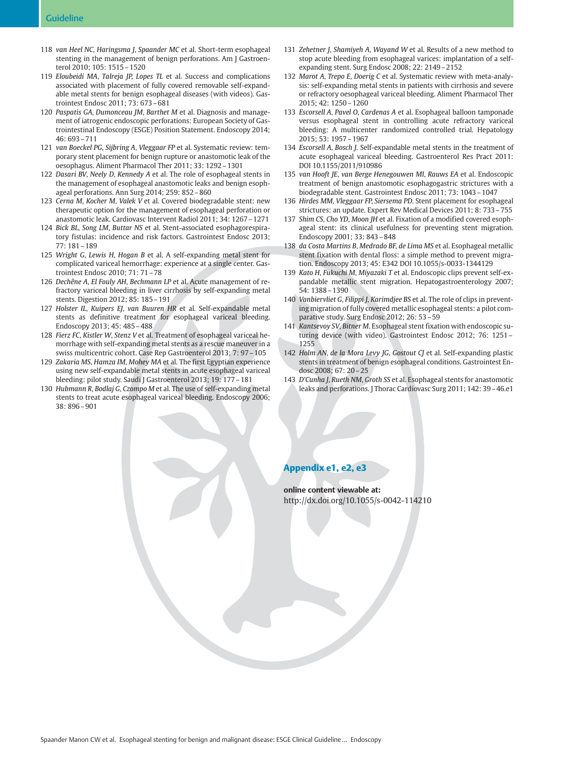118 *van Heel NC, Haringsma J, Spaander MC* et al. Short-term esophageal stenting in the management of benign perforations. Am J Gastroenterol 2010; 105: 1515 – 1520

119 *Eloubeidi MA, Talreja JP, Lopes TL* et al. Success and complications associated with placement of fully covered removable self-expandable metal stents for benign esophageal diseases (with videos). Gastrointest Endosc 2011; 73: 673 – 681

120 *Paspatis GA, Dumonceau JM, Barthet M* et al. Diagnosis and management of iatrogenic endoscopic perforations: European Society of Gastrointestinal Endoscopy (ESGE) Position Statement. Endoscopy 2014; 46: 693 – 711

121 *van Boeckel PG, Sijbring A, Vleggaar FP* et al. Systematic review: temporary stent placement for benign rupture or anastomotic leak of the oesophagus. Aliment Pharmacol Ther 2011; 33: 1292 – 1301

122 *Dasari BV, Neely D, Kennedy A* et al. The role of esophageal stents in the management of esophageal anastomotic leaks and benign esophageal perforations. Ann Surg 2014; 259: 852 – 860

123 *Cerna M, Kocher M, Valek V* et al. Covered biodegradable stent: new therapeutic option for the management of esophageal perforation or anastomotic leak. Cardiovasc Intervent Radiol 2011; 34: 1267 – 1271

124 *Bick BL, Song LM, Buttar NS* et al. Stent-associated esophagorespiratory fistulas: incidence and risk factors. Gastrointest Endosc 2013; 77: 181 – 189

125 *Wright G, Lewis H, Hogan B* et al. A self-expanding metal stent for complicated variceal hemorrhage: experience at a single center. Gastrointest Endosc 2010; 71: 71 – 78

126 *Dechêne A, El Fouly AH, Bechmann LP* et al. Acute management of refractory variceal bleeding in liver cirrhosis by self-expanding metal stents. Digestion 2012; 85: 185 – 191

127 *Holster IL, Kuipers EJ, van Buuren HR* et al. Self-expandable metal stents as definitive treatment for esophageal variceal bleeding. Endoscopy 2013; 45: 485 – 488

128 *Fierz FC, Kistler W, Stenz V* et al. Treatment of esophageal variceal hemorrhage with self-expanding metal stents as a rescue maneuver in a swiss multicentric cohort. Case Rep Gastroenterol 2013; 7: 97 – 105

129 *Zakaria MS, Hamza IM, Mohey MA* et al. The first Egyptian experience using new self-expandable metal stents in acute esophageal variceal bleeding: pilot study. Saudi J Gastroenterol 2013; 19: 177 – 181

130 *Hubmann R, Bodlaj G, Czompo M* et al. The use of self-expanding metal stents to treat acute esophageal variceal bleeding. Endoscopy 2006; 38: 896 – 901

131 *Zehetner J, Shamiyeh A, Wayand W* et al. Results of a new method to stop acute bleeding from esophageal varices: implantation of a self-expanding stent. Surg Endosc 2008; 22: 2149 – 2152

132 *Marot A, Trepo E, Doerig C* et al. Systematic review with meta-analysis: self-expanding metal stents in patients with cirrhosis and severe or refractory oesophageal variceal bleeding. Aliment Pharmacol Ther 2015; 42: 1250 – 1260

133 *Escorsell A, Pavel O, Cardenas A* et al. Esophageal balloon tamponade versus esophageal stent in controlling acute refractory variceal bleeding: A multicenter randomized controlled trial. Hepatology 2015; 53: 1957 – 1967

134 *Escorsell A, Bosch J.* Self-expandable metal stents in the treatment of acute esophageal variceal bleeding. Gastroenterol Res Pract 2011: DOI 10.1155/2011/910986

135 *van Hooft JE, van Berge Henegouwen MI, Rauws EA* et al. Endoscopic treatment of benign anastomotic esophagogastric strictures with a biodegradable stent. Gastrointest Endosc 2011; 73: 1043 – 1047

136 *Hirdes MM, Vleggaar FP, Siersema PD.* Stent placement for esophageal strictures: an update. Expert Rev Medical Devices 2011; 8: 733 – 755

137 *Shim CS, Cho YD, Moon JH* et al. Fixation of a modified covered esophageal stent: its clinical usefulness for preventing stent migration. Endoscopy 2001; 33: 843 – 848

138 *da Costa Martins B, Medrado BF, de Lima MS* et al. Esophageal metallic stent fixation with dental floss: a simple method to prevent migration. Endoscopy 2013; 45: E342 DOI 10.1055/s-0033-1344129

139 *Kato H, Fukuchi M, Miyazaki T* et al. Endoscopic clips prevent self-expandable metallic stent migration. Hepatogastroenterology 2007; 54: 1388 – 1390

140 *Vanbiervliet G, Filippi J, Karimdjee BS* et al. The role of clips in preventing migration of fully covered metallic esophageal stents: a pilot comparative study. Surg Endosc 2012; 26: 53 – 59

141 *Kantsevoy SV, Bitner M.* Esophageal stent fixation with endoscopic suturing device (with video). Gastrointest Endosc 2012; 76: 1251 – 1255

142 *Holm AN, de la Mora Levy JG, Gostout CJ* et al. Self-expanding plastic stents in treatment of benign esophageal conditions. Gastrointest Endosc 2008; 67: 20 – 25

143 *D'Cunha J, Rueth NM, Groth SS* et al. Esophageal stents for anastomotic leaks and perforations. J Thorac Cardiovasc Surg 2011; 142: 39 – 46.e1

## Appendix e1, e2, e3

**online content viewable at:**
http://dx.doi.org/10.1055/s-0042-114210